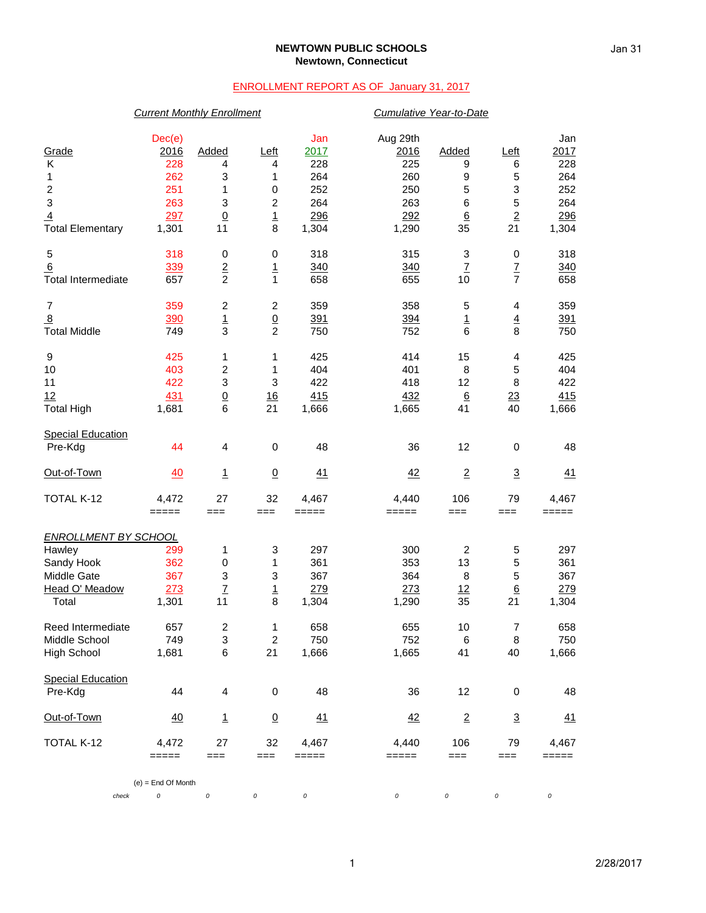**NEWTOWN PUBLIC SCHOOLS**
**Newtown, Connecticut**

ENROLLMENT REPORT AS OF January 31, 2017

| | *Current Monthly Enrollment* | | | | *Cumulative Year-to-Date* | | | |
|---|---|---|---|---|---|---|---|---|
| Grade | Dec(e) 2016 | Added | Left | Jan 2017 | Aug 29th 2016 | Added | Left | Jan 2017 |
| K | 228 | 4 | 4 | 228 | 225 | 9 | 6 | 228 |
| 1 | 262 | 3 | 1 | 264 | 260 | 9 | 5 | 264 |
| 2 | 251 | 1 | 0 | 252 | 250 | 5 | 3 | 252 |
| 3 | 263 | 3 | 2 | 264 | 263 | 6 | 5 | 264 |
| 4 | 297 | 0 | 1 | 296 | 292 | 6 | 2 | 296 |
| Total Elementary | 1,301 | 11 | 8 | 1,304 | 1,290 | 35 | 21 | 1,304 |
| 5 | 318 | 0 | 0 | 318 | 315 | 3 | 0 | 318 |
| 6 | 339 | 2 | 1 | 340 | 340 | 7 | 7 | 340 |
| Total Intermediate | 657 | 2 | 1 | 658 | 655 | 10 | 7 | 658 |
| 7 | 359 | 2 | 2 | 359 | 358 | 5 | 4 | 359 |
| 8 | 390 | 1 | 0 | 391 | 394 | 1 | 4 | 391 |
| Total Middle | 749 | 3 | 2 | 750 | 752 | 6 | 8 | 750 |
| 9 | 425 | 1 | 1 | 425 | 414 | 15 | 4 | 425 |
| 10 | 403 | 2 | 1 | 404 | 401 | 8 | 5 | 404 |
| 11 | 422 | 3 | 3 | 422 | 418 | 12 | 8 | 422 |
| 12 | 431 | 0 | 16 | 415 | 432 | 6 | 23 | 415 |
| Total High | 1,681 | 6 | 21 | 1,666 | 1,665 | 41 | 40 | 1,666 |
| Special Education Pre-Kdg | 44 | 4 | 0 | 48 | 36 | 12 | 0 | 48 |
| Out-of-Town | 40 | 1 | 0 | 41 | 42 | 2 | 3 | 41 |
| TOTAL K-12 | 4,472 | 27 | 32 | 4,467 | 4,440 | 106 | 79 | 4,467 |

| *ENROLLMENT BY SCHOOL* | Dec(e) 2016 | Added | Left | Jan 2017 | Aug 29th 2016 | Added | Left | Jan 2017 |
|---|---|---|---|---|---|---|---|---|
| Hawley | 299 | 1 | 3 | 297 | 300 | 2 | 5 | 297 |
| Sandy Hook | 362 | 0 | 1 | 361 | 353 | 13 | 5 | 361 |
| Middle Gate | 367 | 3 | 3 | 367 | 364 | 8 | 5 | 367 |
| Head O' Meadow | 273 | 7 | 1 | 279 | 273 | 12 | 6 | 279 |
| Total | 1,301 | 11 | 8 | 1,304 | 1,290 | 35 | 21 | 1,304 |
| Reed Intermediate | 657 | 2 | 1 | 658 | 655 | 10 | 7 | 658 |
| Middle School | 749 | 3 | 2 | 750 | 752 | 6 | 8 | 750 |
| High School | 1,681 | 6 | 21 | 1,666 | 1,665 | 41 | 40 | 1,666 |
| Special Education Pre-Kdg | 44 | 4 | 0 | 48 | 36 | 12 | 0 | 48 |
| Out-of-Town | 40 | 1 | 0 | 41 | 42 | 2 | 3 | 41 |
| TOTAL K-12 | 4,472 | 27 | 32 | 4,467 | 4,440 | 106 | 79 | 4,467 |
| *check* | 0 | 0 | 0 | 0 | 0 | 0 | 0 | 0 |

(e) = End Of Month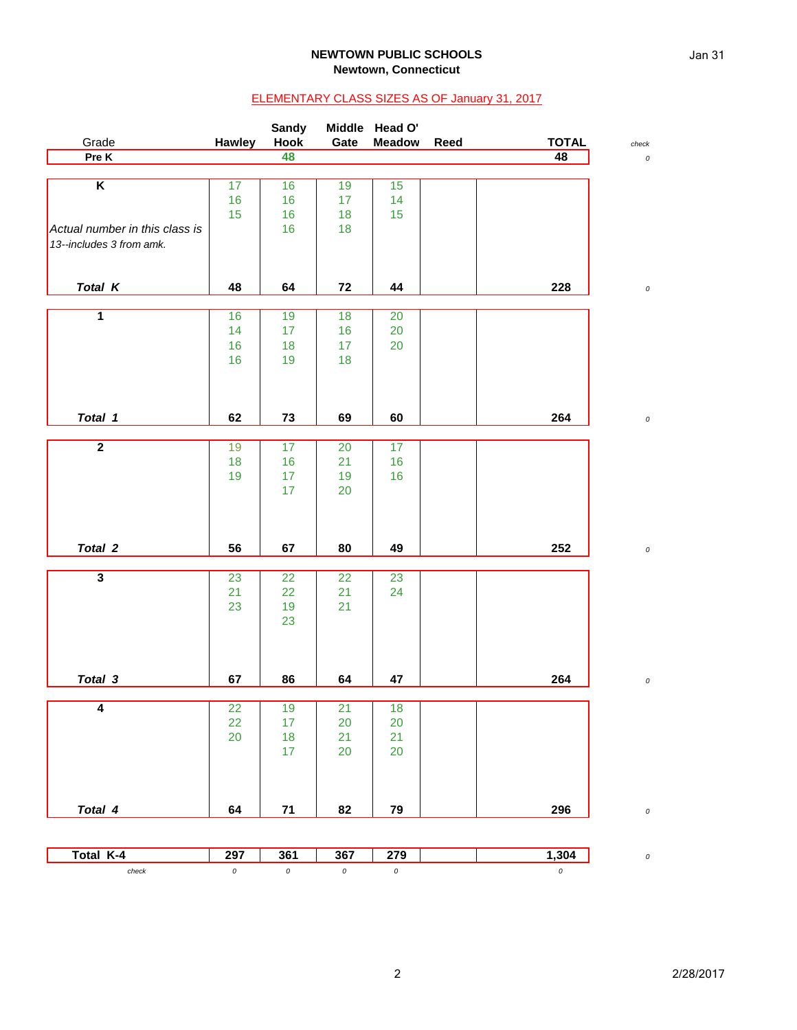**NEWTOWN PUBLIC SCHOOLS**
**Newtown, Connecticut**

Jan 31

ELEMENTARY CLASS SIZES AS OF January 31, 2017

| Grade | Hawley | Sandy Hook | Middle Gate | Head O' Meadow | Reed | TOTAL | check |
|---|---|---|---|---|---|---|---|
| **Pre K** | | 48 | | | | **48** | 0 |
| **K** | 17 | 16 | 19 | 15 | | | |
| | 16 | 16 | 17 | 14 | | | |
| | 15 | 16 | 18 | 15 | | | |
| *Actual number in this class is 13--includes 3 from amk.* | | 16 | 18 | | | | |
| ***Total K*** | **48** | **64** | **72** | **44** | | **228** | 0 |
| **1** | 16 | 19 | 18 | 20 | | | |
| | 14 | 17 | 16 | 20 | | | |
| | 16 | 18 | 17 | 20 | | | |
| | 16 | 19 | 18 | | | | |
| ***Total 1*** | **62** | **73** | **69** | **60** | | **264** | 0 |
| **2** | 19 | 17 | 20 | 17 | | | |
| | 18 | 16 | 21 | 16 | | | |
| | 19 | 17 | 19 | 16 | | | |
| | | 17 | 20 | | | | |
| ***Total 2*** | **56** | **67** | **80** | **49** | | **252** | 0 |
| **3** | 23 | 22 | 22 | 23 | | | |
| | 21 | 22 | 21 | 24 | | | |
| | 23 | 19 | 21 | | | | |
| | | 23 | | | | | |
| ***Total 3*** | **67** | **86** | **64** | **47** | | **264** | 0 |
| **4** | 22 | 19 | 21 | 18 | | | |
| | 22 | 17 | 20 | 20 | | | |
| | 20 | 18 | 21 | 21 | | | |
| | | 17 | 20 | 20 | | | |
| ***Total 4*** | **64** | **71** | **82** | **79** | | **296** | 0 |
| **Total K-4** | **297** | **361** | **367** | **279** | | **1,304** | 0 |
| *check* | *0* | *0* | *0* | *0* | | *0* | |

2/28/2017